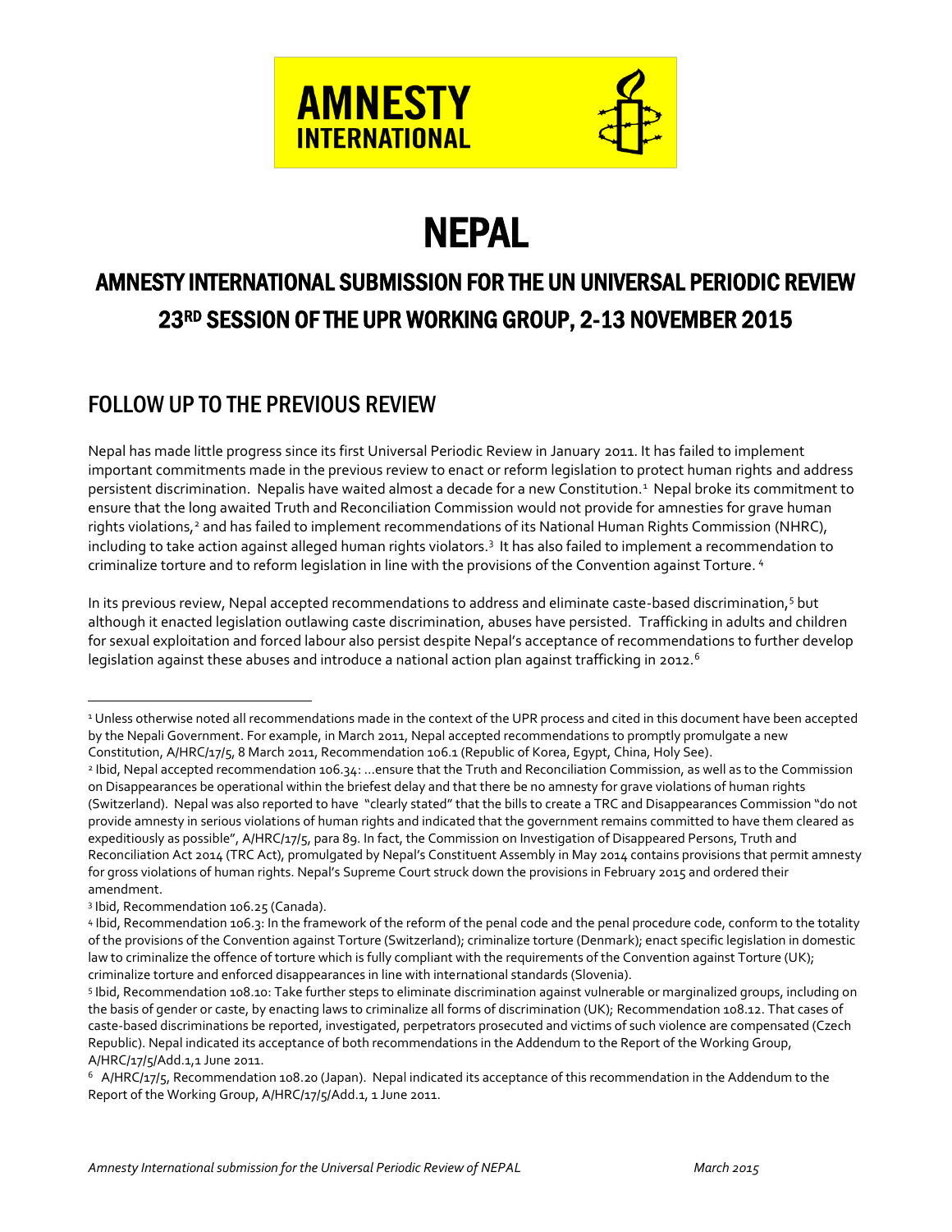AMNESTY INTERNATIONAL

# NEPAL

## AMNESTY INTERNATIONAL SUBMISSION FOR THE UN UNIVERSAL PERIODIC REVIEW 23RD SESSION OF THE UPR WORKING GROUP, 2-13 NOVEMBER 2015

## FOLLOW UP TO THE PREVIOUS REVIEW

Nepal has made little progress since its first Universal Periodic Review in January 2011. It has failed to implement important commitments made in the previous review to enact or reform legislation to protect human rights and address persistent discrimination. Nepalis have waited almost a decade for a new Constitution.[1] Nepal broke its commitment to ensure that the long awaited Truth and Reconciliation Commission would not provide for amnesties for grave human rights violations,[2] and has failed to implement recommendations of its National Human Rights Commission (NHRC), including to take action against alleged human rights violators.[3] It has also failed to implement a recommendation to criminalize torture and to reform legislation in line with the provisions of the Convention against Torture.[4]

In its previous review, Nepal accepted recommendations to address and eliminate caste-based discrimination,[5] but although it enacted legislation outlawing caste discrimination, abuses have persisted. Trafficking in adults and children for sexual exploitation and forced labour also persist despite Nepal's acceptance of recommendations to further develop legislation against these abuses and introduce a national action plan against trafficking in 2012.[6]

---

[1] Unless otherwise noted all recommendations made in the context of the UPR process and cited in this document have been accepted by the Nepali Government. For example, in March 2011, Nepal accepted recommendations to promptly promulgate a new Constitution, A/HRC/17/5, 8 March 2011, Recommendation 106.1 (Republic of Korea, Egypt, China, Holy See).

[2] Ibid, Nepal accepted recommendation 106.34: …ensure that the Truth and Reconciliation Commission, as well as to the Commission on Disappearances be operational within the briefest delay and that there be no amnesty for grave violations of human rights (Switzerland). Nepal was also reported to have "clearly stated" that the bills to create a TRC and Disappearances Commission "do not provide amnesty in serious violations of human rights and indicated that the government remains committed to have them cleared as expeditiously as possible", A/HRC/17/5, para 89. In fact, the Commission on Investigation of Disappeared Persons, Truth and Reconciliation Act 2014 (TRC Act), promulgated by Nepal's Constituent Assembly in May 2014 contains provisions that permit amnesty for gross violations of human rights. Nepal's Supreme Court struck down the provisions in February 2015 and ordered their amendment.

[3] Ibid, Recommendation 106.25 (Canada).

[4] Ibid, Recommendation 106.3: In the framework of the reform of the penal code and the penal procedure code, conform to the totality of the provisions of the Convention against Torture (Switzerland); criminalize torture (Denmark); enact specific legislation in domestic law to criminalize the offence of torture which is fully compliant with the requirements of the Convention against Torture (UK); criminalize torture and enforced disappearances in line with international standards (Slovenia).

[5] Ibid, Recommendation 108.10: Take further steps to eliminate discrimination against vulnerable or marginalized groups, including on the basis of gender or caste, by enacting laws to criminalize all forms of discrimination (UK); Recommendation 108.12. That cases of caste-based discriminations be reported, investigated, perpetrators prosecuted and victims of such violence are compensated (Czech Republic). Nepal indicated its acceptance of both recommendations in the Addendum to the Report of the Working Group, A/HRC/17/5/Add.1,1 June 2011.

[6] A/HRC/17/5, Recommendation 108.20 (Japan). Nepal indicated its acceptance of this recommendation in the Addendum to the Report of the Working Group, A/HRC/17/5/Add.1, 1 June 2011.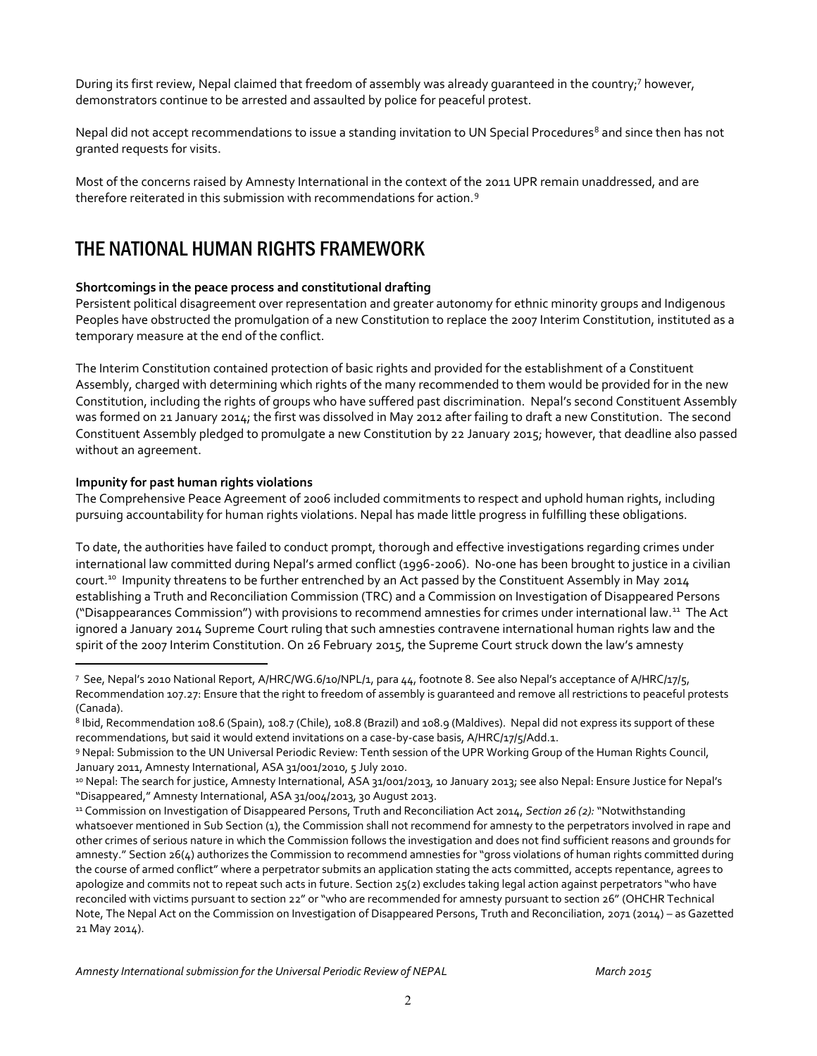During its first review, Nepal claimed that freedom of assembly was already guaranteed in the country;[7] however, demonstrators continue to be arrested and assaulted by police for peaceful protest.

Nepal did not accept recommendations to issue a standing invitation to UN Special Procedures[8] and since then has not granted requests for visits.

Most of the concerns raised by Amnesty International in the context of the 2011 UPR remain unaddressed, and are therefore reiterated in this submission with recommendations for action.[9]

# THE NATIONAL HUMAN RIGHTS FRAMEWORK

**Shortcomings in the peace process and constitutional drafting**

Persistent political disagreement over representation and greater autonomy for ethnic minority groups and Indigenous Peoples have obstructed the promulgation of a new Constitution to replace the 2007 Interim Constitution, instituted as a temporary measure at the end of the conflict.

The Interim Constitution contained protection of basic rights and provided for the establishment of a Constituent Assembly, charged with determining which rights of the many recommended to them would be provided for in the new Constitution, including the rights of groups who have suffered past discrimination. Nepal's second Constituent Assembly was formed on 21 January 2014; the first was dissolved in May 2012 after failing to draft a new Constitution. The second Constituent Assembly pledged to promulgate a new Constitution by 22 January 2015; however, that deadline also passed without an agreement.

**Impunity for past human rights violations**

The Comprehensive Peace Agreement of 2006 included commitments to respect and uphold human rights, including pursuing accountability for human rights violations. Nepal has made little progress in fulfilling these obligations.

To date, the authorities have failed to conduct prompt, thorough and effective investigations regarding crimes under international law committed during Nepal's armed conflict (1996-2006). No-one has been brought to justice in a civilian court.[10] Impunity threatens to be further entrenched by an Act passed by the Constituent Assembly in May 2014 establishing a Truth and Reconciliation Commission (TRC) and a Commission on Investigation of Disappeared Persons ("Disappearances Commission") with provisions to recommend amnesties for crimes under international law.[11] The Act ignored a January 2014 Supreme Court ruling that such amnesties contravene international human rights law and the spirit of the 2007 Interim Constitution. On 26 February 2015, the Supreme Court struck down the law's amnesty

---

[7] See, Nepal's 2010 National Report, A/HRC/WG.6/10/NPL/1, para 44, footnote 8. See also Nepal's acceptance of A/HRC/17/5, Recommendation 107.27: Ensure that the right to freedom of assembly is guaranteed and remove all restrictions to peaceful protests (Canada).

[8] Ibid, Recommendation 108.6 (Spain), 108.7 (Chile), 108.8 (Brazil) and 108.9 (Maldives). Nepal did not express its support of these recommendations, but said it would extend invitations on a case-by-case basis, A/HRC/17/5/Add.1.

[9] Nepal: Submission to the UN Universal Periodic Review: Tenth session of the UPR Working Group of the Human Rights Council, January 2011, Amnesty International, ASA 31/001/2010, 5 July 2010.

[10] Nepal: The search for justice, Amnesty International, ASA 31/001/2013, 10 January 2013; see also Nepal: Ensure Justice for Nepal's "Disappeared," Amnesty International, ASA 31/004/2013, 30 August 2013.

[11] Commission on Investigation of Disappeared Persons, Truth and Reconciliation Act 2014, *Section 26 (2):* "Notwithstanding whatsoever mentioned in Sub Section (1), the Commission shall not recommend for amnesty to the perpetrators involved in rape and other crimes of serious nature in which the Commission follows the investigation and does not find sufficient reasons and grounds for amnesty." Section 26(4) authorizes the Commission to recommend amnesties for "gross violations of human rights committed during the course of armed conflict" where a perpetrator submits an application stating the acts committed, accepts repentance, agrees to apologize and commits not to repeat such acts in future. Section 25(2) excludes taking legal action against perpetrators "who have reconciled with victims pursuant to section 22" or "who are recommended for amnesty pursuant to section 26" (OHCHR Technical Note, The Nepal Act on the Commission on Investigation of Disappeared Persons, Truth and Reconciliation, 2071 (2014) – as Gazetted 21 May 2014).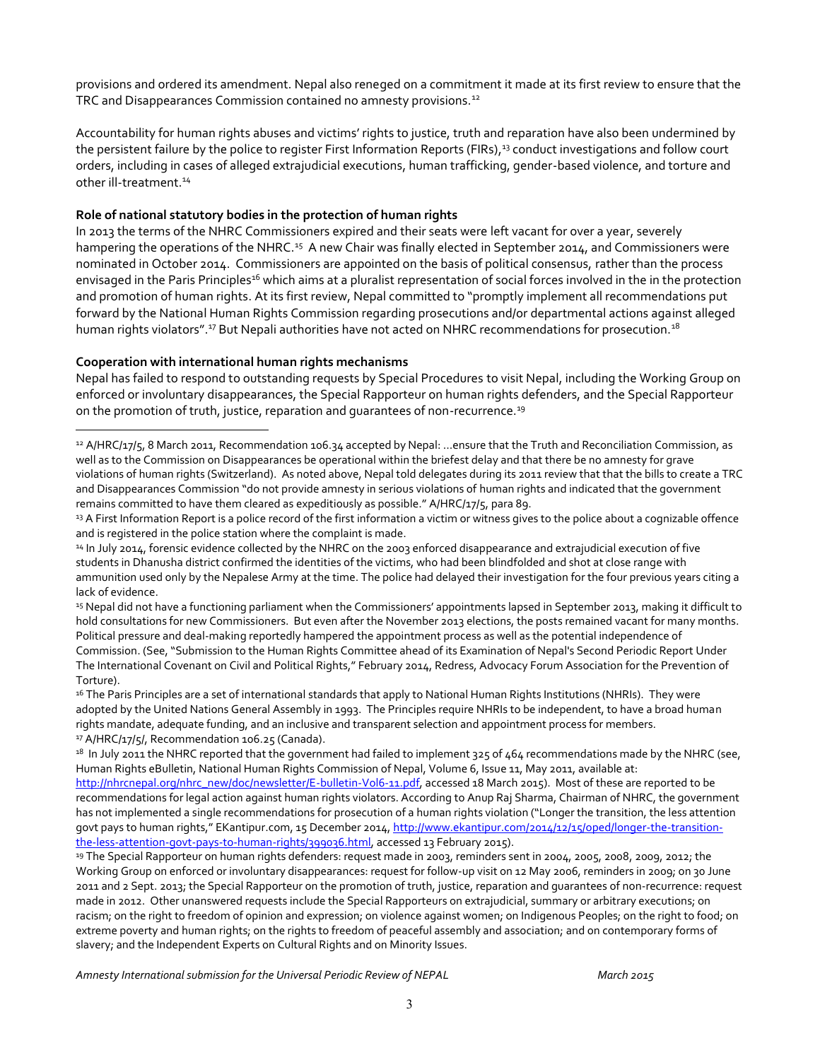provisions and ordered its amendment. Nepal also reneged on a commitment it made at its first review to ensure that the TRC and Disappearances Commission contained no amnesty provisions.[12]

Accountability for human rights abuses and victims' rights to justice, truth and reparation have also been undermined by the persistent failure by the police to register First Information Reports (FIRs),[13] conduct investigations and follow court orders, including in cases of alleged extrajudicial executions, human trafficking, gender-based violence, and torture and other ill-treatment.[14]

**Role of national statutory bodies in the protection of human rights**

In 2013 the terms of the NHRC Commissioners expired and their seats were left vacant for over a year, severely hampering the operations of the NHRC.[15] A new Chair was finally elected in September 2014, and Commissioners were nominated in October 2014. Commissioners are appointed on the basis of political consensus, rather than the process envisaged in the Paris Principles[16] which aims at a pluralist representation of social forces involved in the in the protection and promotion of human rights. At its first review, Nepal committed to "promptly implement all recommendations put forward by the National Human Rights Commission regarding prosecutions and/or departmental actions against alleged human rights violators".[17] But Nepali authorities have not acted on NHRC recommendations for prosecution.[18]

**Cooperation with international human rights mechanisms**

Nepal has failed to respond to outstanding requests by Special Procedures to visit Nepal, including the Working Group on enforced or involuntary disappearances, the Special Rapporteur on human rights defenders, and the Special Rapporteur on the promotion of truth, justice, reparation and guarantees of non-recurrence.[19]

---

[12] A/HRC/17/5, 8 March 2011, Recommendation 106.34 accepted by Nepal: ...ensure that the Truth and Reconciliation Commission, as well as to the Commission on Disappearances be operational within the briefest delay and that there be no amnesty for grave violations of human rights (Switzerland). As noted above, Nepal told delegates during its 2011 review that that the bills to create a TRC and Disappearances Commission "do not provide amnesty in serious violations of human rights and indicated that the government remains committed to have them cleared as expeditiously as possible." A/HRC/17/5, para 89.

[13] A First Information Report is a police record of the first information a victim or witness gives to the police about a cognizable offence and is registered in the police station where the complaint is made.

[14] In July 2014, forensic evidence collected by the NHRC on the 2003 enforced disappearance and extrajudicial execution of five students in Dhanusha district confirmed the identities of the victims, who had been blindfolded and shot at close range with ammunition used only by the Nepalese Army at the time. The police had delayed their investigation for the four previous years citing a lack of evidence.

[15] Nepal did not have a functioning parliament when the Commissioners' appointments lapsed in September 2013, making it difficult to hold consultations for new Commissioners. But even after the November 2013 elections, the posts remained vacant for many months. Political pressure and deal-making reportedly hampered the appointment process as well as the potential independence of Commission. (See, "Submission to the Human Rights Committee ahead of its Examination of Nepal's Second Periodic Report Under The International Covenant on Civil and Political Rights," February 2014, Redress, Advocacy Forum Association for the Prevention of Torture).

[16] The Paris Principles are a set of international standards that apply to National Human Rights Institutions (NHRIs). They were adopted by the United Nations General Assembly in 1993. The Principles require NHRIs to be independent, to have a broad human rights mandate, adequate funding, and an inclusive and transparent selection and appointment process for members.

[17] A/HRC/17/5/, Recommendation 106.25 (Canada).

[18] In July 2011 the NHRC reported that the government had failed to implement 325 of 464 recommendations made by the NHRC (see, Human Rights eBulletin, National Human Rights Commission of Nepal, Volume 6, Issue 11, May 2011, available at: http://nhrcnepal.org/nhrc_new/doc/newsletter/E-bulletin-Vol6-11.pdf, accessed 18 March 2015). Most of these are reported to be recommendations for legal action against human rights violators. According to Anup Raj Sharma, Chairman of NHRC, the government has not implemented a single recommendations for prosecution of a human rights violation ("Longer the transition, the less attention govt pays to human rights," EKantipur.com, 15 December 2014, http://www.ekantipur.com/2014/12/15/oped/longer-the-transition-the-less-attention-govt-pays-to-human-rights/399036.html, accessed 13 February 2015).

[19] The Special Rapporteur on human rights defenders: request made in 2003, reminders sent in 2004, 2005, 2008, 2009, 2012; the Working Group on enforced or involuntary disappearances: request for follow-up visit on 12 May 2006, reminders in 2009; on 30 June 2011 and 2 Sept. 2013; the Special Rapporteur on the promotion of truth, justice, reparation and guarantees of non-recurrence: request made in 2012. Other unanswered requests include the Special Rapporteurs on extrajudicial, summary or arbitrary executions; on racism; on the right to freedom of opinion and expression; on violence against women; on Indigenous Peoples; on the right to food; on extreme poverty and human rights; on the rights to freedom of peaceful assembly and association; and on contemporary forms of slavery; and the Independent Experts on Cultural Rights and on Minority Issues.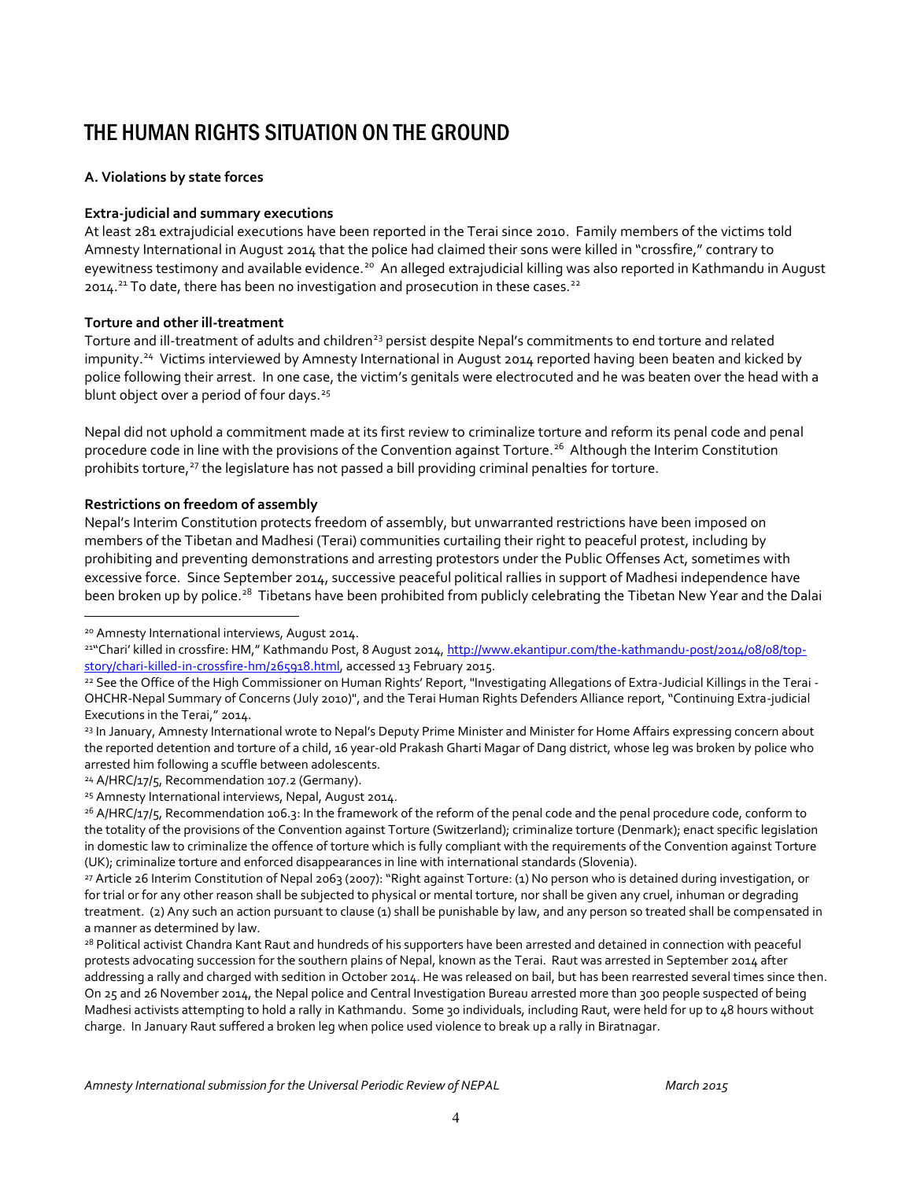# THE HUMAN RIGHTS SITUATION ON THE GROUND

**A. Violations by state forces**

**Extra-judicial and summary executions**

At least 281 extrajudicial executions have been reported in the Terai since 2010. Family members of the victims told Amnesty International in August 2014 that the police had claimed their sons were killed in "crossfire," contrary to eyewitness testimony and available evidence.[20] An alleged extrajudicial killing was also reported in Kathmandu in August 2014.[21] To date, there has been no investigation and prosecution in these cases.[22]

**Torture and other ill-treatment**

Torture and ill-treatment of adults and children[23] persist despite Nepal's commitments to end torture and related impunity.[24] Victims interviewed by Amnesty International in August 2014 reported having been beaten and kicked by police following their arrest. In one case, the victim's genitals were electrocuted and he was beaten over the head with a blunt object over a period of four days.[25]

Nepal did not uphold a commitment made at its first review to criminalize torture and reform its penal code and penal procedure code in line with the provisions of the Convention against Torture.[26] Although the Interim Constitution prohibits torture,[27] the legislature has not passed a bill providing criminal penalties for torture.

**Restrictions on freedom of assembly**

Nepal's Interim Constitution protects freedom of assembly, but unwarranted restrictions have been imposed on members of the Tibetan and Madhesi (Terai) communities curtailing their right to peaceful protest, including by prohibiting and preventing demonstrations and arresting protestors under the Public Offenses Act, sometimes with excessive force. Since September 2014, successive peaceful political rallies in support of Madhesi independence have been broken up by police.[28] Tibetans have been prohibited from publicly celebrating the Tibetan New Year and the Dalai

---

[20] Amnesty International interviews, August 2014.

[21] "'Chari' killed in crossfire: HM," Kathmandu Post, 8 August 2014, http://www.ekantipur.com/the-kathmandu-post/2014/08/08/top-story/chari-killed-in-crossfire-hm/265918.html, accessed 13 February 2015.

[22] See the Office of the High Commissioner on Human Rights' Report, "Investigating Allegations of Extra-Judicial Killings in the Terai - OHCHR-Nepal Summary of Concerns (July 2010)", and the Terai Human Rights Defenders Alliance report, "Continuing Extra-judicial Executions in the Terai," 2014.

[23] In January, Amnesty International wrote to Nepal's Deputy Prime Minister and Minister for Home Affairs expressing concern about the reported detention and torture of a child, 16 year-old Prakash Gharti Magar of Dang district, whose leg was broken by police who arrested him following a scuffle between adolescents.

[24] A/HRC/17/5, Recommendation 107.2 (Germany).

[25] Amnesty International interviews, Nepal, August 2014.

[26] A/HRC/17/5, Recommendation 106.3: In the framework of the reform of the penal code and the penal procedure code, conform to the totality of the provisions of the Convention against Torture (Switzerland); criminalize torture (Denmark); enact specific legislation in domestic law to criminalize the offence of torture which is fully compliant with the requirements of the Convention against Torture (UK); criminalize torture and enforced disappearances in line with international standards (Slovenia).

[27] Article 26 Interim Constitution of Nepal 2063 (2007): "Right against Torture: (1) No person who is detained during investigation, or for trial or for any other reason shall be subjected to physical or mental torture, nor shall be given any cruel, inhuman or degrading treatment. (2) Any such an action pursuant to clause (1) shall be punishable by law, and any person so treated shall be compensated in a manner as determined by law.

[28] Political activist Chandra Kant Raut and hundreds of his supporters have been arrested and detained in connection with peaceful protests advocating succession for the southern plains of Nepal, known as the Terai. Raut was arrested in September 2014 after addressing a rally and charged with sedition in October 2014. He was released on bail, but has been rearrested several times since then. On 25 and 26 November 2014, the Nepal police and Central Investigation Bureau arrested more than 300 people suspected of being Madhesi activists attempting to hold a rally in Kathmandu. Some 30 individuals, including Raut, were held for up to 48 hours without charge. In January Raut suffered a broken leg when police used violence to break up a rally in Biratnagar.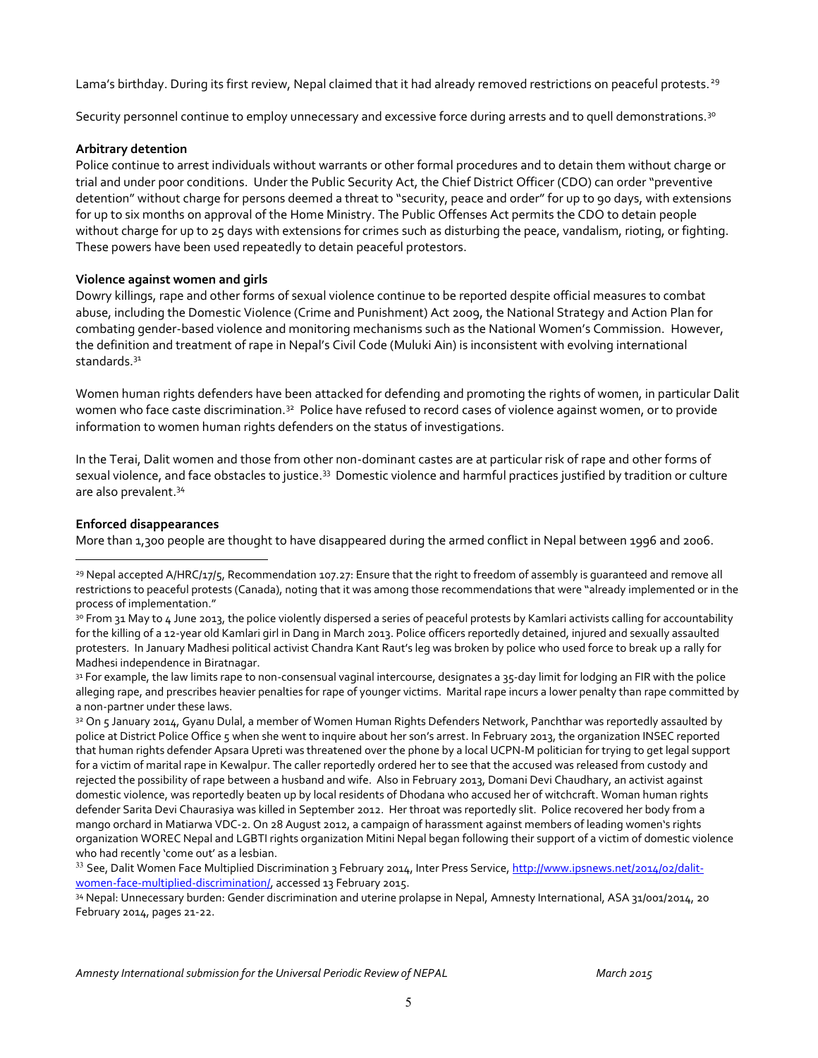Lama's birthday. During its first review, Nepal claimed that it had already removed restrictions on peaceful protests.[29]

Security personnel continue to employ unnecessary and excessive force during arrests and to quell demonstrations.[30]

**Arbitrary detention**

Police continue to arrest individuals without warrants or other formal procedures and to detain them without charge or trial and under poor conditions. Under the Public Security Act, the Chief District Officer (CDO) can order "preventive detention" without charge for persons deemed a threat to "security, peace and order" for up to 90 days, with extensions for up to six months on approval of the Home Ministry. The Public Offenses Act permits the CDO to detain people without charge for up to 25 days with extensions for crimes such as disturbing the peace, vandalism, rioting, or fighting. These powers have been used repeatedly to detain peaceful protestors.

**Violence against women and girls**

Dowry killings, rape and other forms of sexual violence continue to be reported despite official measures to combat abuse, including the Domestic Violence (Crime and Punishment) Act 2009, the National Strategy and Action Plan for combating gender-based violence and monitoring mechanisms such as the National Women's Commission. However, the definition and treatment of rape in Nepal's Civil Code (Muluki Ain) is inconsistent with evolving international standards.[31]

Women human rights defenders have been attacked for defending and promoting the rights of women, in particular Dalit women who face caste discrimination.[32] Police have refused to record cases of violence against women, or to provide information to women human rights defenders on the status of investigations.

In the Terai, Dalit women and those from other non-dominant castes are at particular risk of rape and other forms of sexual violence, and face obstacles to justice.[33] Domestic violence and harmful practices justified by tradition or culture are also prevalent.[34]

**Enforced disappearances**

More than 1,300 people are thought to have disappeared during the armed conflict in Nepal between 1996 and 2006.

---

[29] Nepal accepted A/HRC/17/5, Recommendation 107.27: Ensure that the right to freedom of assembly is guaranteed and remove all restrictions to peaceful protests (Canada), noting that it was among those recommendations that were "already implemented or in the process of implementation."

[30] From 31 May to 4 June 2013, the police violently dispersed a series of peaceful protests by Kamlari activists calling for accountability for the killing of a 12-year old Kamlari girl in Dang in March 2013. Police officers reportedly detained, injured and sexually assaulted protesters. In January Madhesi political activist Chandra Kant Raut's leg was broken by police who used force to break up a rally for Madhesi independence in Biratnagar.

[31] For example, the law limits rape to non-consensual vaginal intercourse, designates a 35-day limit for lodging an FIR with the police alleging rape, and prescribes heavier penalties for rape of younger victims. Marital rape incurs a lower penalty than rape committed by a non-partner under these laws.

[32] On 5 January 2014, Gyanu Dulal, a member of Women Human Rights Defenders Network, Panchthar was reportedly assaulted by police at District Police Office 5 when she went to inquire about her son's arrest. In February 2013, the organization INSEC reported that human rights defender Apsara Upreti was threatened over the phone by a local UCPN-M politician for trying to get legal support for a victim of marital rape in Kewalpur. The caller reportedly ordered her to see that the accused was released from custody and rejected the possibility of rape between a husband and wife. Also in February 2013, Domani Devi Chaudhary, an activist against domestic violence, was reportedly beaten up by local residents of Dhodana who accused her of witchcraft. Woman human rights defender Sarita Devi Chaurasiya was killed in September 2012. Her throat was reportedly slit. Police recovered her body from a mango orchard in Matiarwa VDC-2. On 28 August 2012, a campaign of harassment against members of leading women's rights organization WOREC Nepal and LGBTI rights organization Mitini Nepal began following their support of a victim of domestic violence who had recently 'come out' as a lesbian.

[33] See, Dalit Women Face Multiplied Discrimination 3 February 2014, Inter Press Service, http://www.ipsnews.net/2014/02/dalit-women-face-multiplied-discrimination/, accessed 13 February 2015.

[34] Nepal: Unnecessary burden: Gender discrimination and uterine prolapse in Nepal, Amnesty International, ASA 31/001/2014, 20 February 2014, pages 21-22.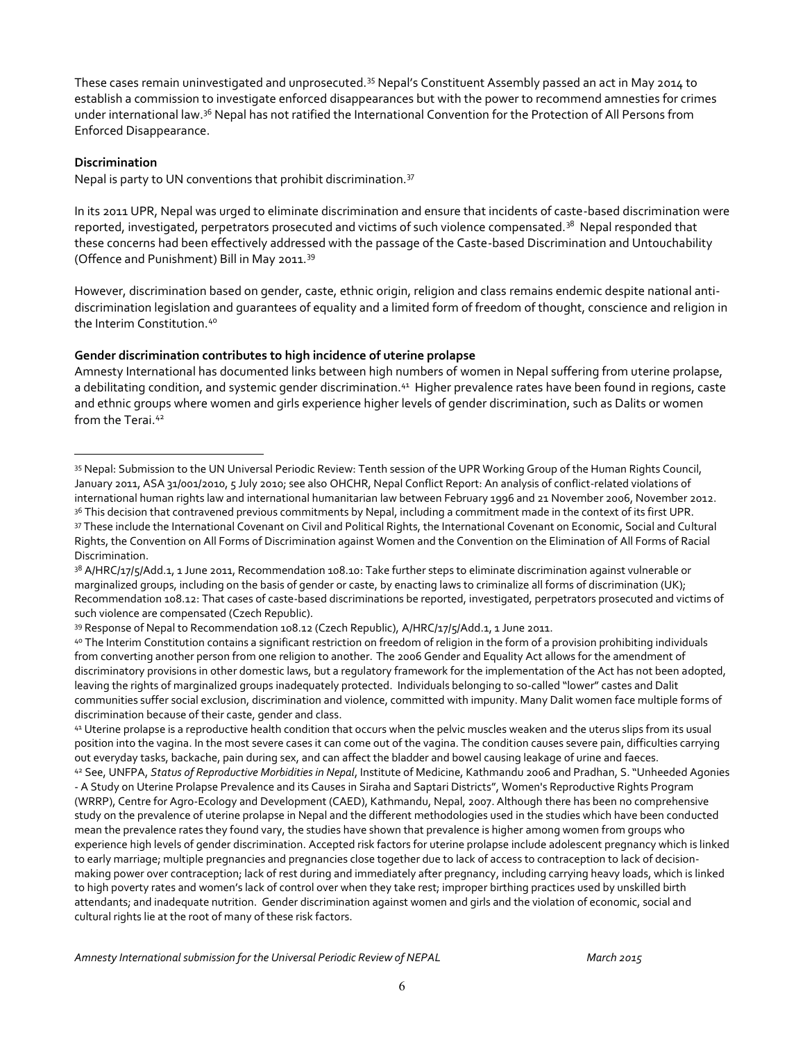These cases remain uninvestigated and unprosecuted.[35] Nepal's Constituent Assembly passed an act in May 2014 to establish a commission to investigate enforced disappearances but with the power to recommend amnesties for crimes under international law.[36] Nepal has not ratified the International Convention for the Protection of All Persons from Enforced Disappearance.

**Discrimination**

Nepal is party to UN conventions that prohibit discrimination.[37]

In its 2011 UPR, Nepal was urged to eliminate discrimination and ensure that incidents of caste-based discrimination were reported, investigated, perpetrators prosecuted and victims of such violence compensated.[38] Nepal responded that these concerns had been effectively addressed with the passage of the Caste-based Discrimination and Untouchability (Offence and Punishment) Bill in May 2011.[39]

However, discrimination based on gender, caste, ethnic origin, religion and class remains endemic despite national anti-discrimination legislation and guarantees of equality and a limited form of freedom of thought, conscience and religion in the Interim Constitution.[40]

**Gender discrimination contributes to high incidence of uterine prolapse**

Amnesty International has documented links between high numbers of women in Nepal suffering from uterine prolapse, a debilitating condition, and systemic gender discrimination.[41] Higher prevalence rates have been found in regions, caste and ethnic groups where women and girls experience higher levels of gender discrimination, such as Dalits or women from the Terai.[42]

---

[35] Nepal: Submission to the UN Universal Periodic Review: Tenth session of the UPR Working Group of the Human Rights Council, January 2011, ASA 31/001/2010, 5 July 2010; see also OHCHR, Nepal Conflict Report: An analysis of conflict-related violations of international human rights law and international humanitarian law between February 1996 and 21 November 2006, November 2012.

[36] This decision that contravened previous commitments by Nepal, including a commitment made in the context of its first UPR.

[37] These include the International Covenant on Civil and Political Rights, the International Covenant on Economic, Social and Cultural Rights, the Convention on All Forms of Discrimination against Women and the Convention on the Elimination of All Forms of Racial Discrimination.

[38] A/HRC/17/5/Add.1, 1 June 2011, Recommendation 108.10: Take further steps to eliminate discrimination against vulnerable or marginalized groups, including on the basis of gender or caste, by enacting laws to criminalize all forms of discrimination (UK); Recommendation 108.12: That cases of caste-based discriminations be reported, investigated, perpetrators prosecuted and victims of such violence are compensated (Czech Republic).

[39] Response of Nepal to Recommendation 108.12 (Czech Republic), A/HRC/17/5/Add.1, 1 June 2011.

[40] The Interim Constitution contains a significant restriction on freedom of religion in the form of a provision prohibiting individuals from converting another person from one religion to another. The 2006 Gender and Equality Act allows for the amendment of discriminatory provisions in other domestic laws, but a regulatory framework for the implementation of the Act has not been adopted, leaving the rights of marginalized groups inadequately protected. Individuals belonging to so-called "lower" castes and Dalit communities suffer social exclusion, discrimination and violence, committed with impunity. Many Dalit women face multiple forms of discrimination because of their caste, gender and class.

[41] Uterine prolapse is a reproductive health condition that occurs when the pelvic muscles weaken and the uterus slips from its usual position into the vagina. In the most severe cases it can come out of the vagina. The condition causes severe pain, difficulties carrying out everyday tasks, backache, pain during sex, and can affect the bladder and bowel causing leakage of urine and faeces.

[42] See, UNFPA, *Status of Reproductive Morbidities in Nepal*, Institute of Medicine, Kathmandu 2006 and Pradhan, S. "Unheeded Agonies - A Study on Uterine Prolapse Prevalence and its Causes in Siraha and Saptari Districts", Women's Reproductive Rights Program (WRRP), Centre for Agro-Ecology and Development (CAED), Kathmandu, Nepal, 2007. Although there has been no comprehensive study on the prevalence of uterine prolapse in Nepal and the different methodologies used in the studies which have been conducted mean the prevalence rates they found vary, the studies have shown that prevalence is higher among women from groups who experience high levels of gender discrimination. Accepted risk factors for uterine prolapse include adolescent pregnancy which is linked to early marriage; multiple pregnancies and pregnancies close together due to lack of access to contraception to lack of decision-making power over contraception; lack of rest during and immediately after pregnancy, including carrying heavy loads, which is linked to high poverty rates and women's lack of control over when they take rest; improper birthing practices used by unskilled birth attendants; and inadequate nutrition. Gender discrimination against women and girls and the violation of economic, social and cultural rights lie at the root of many of these risk factors.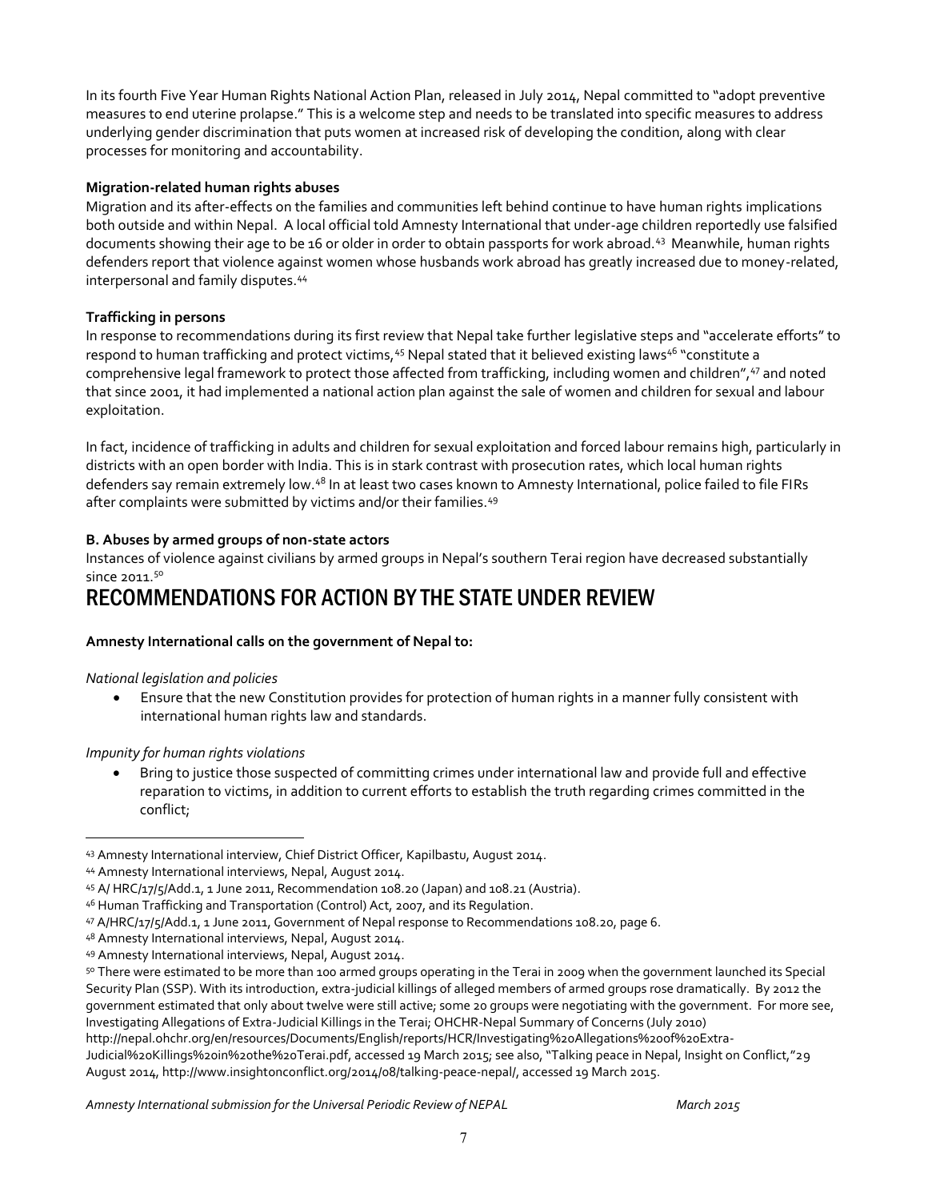In its fourth Five Year Human Rights National Action Plan, released in July 2014, Nepal committed to "adopt preventive measures to end uterine prolapse." This is a welcome step and needs to be translated into specific measures to address underlying gender discrimination that puts women at increased risk of developing the condition, along with clear processes for monitoring and accountability.

**Migration-related human rights abuses**

Migration and its after-effects on the families and communities left behind continue to have human rights implications both outside and within Nepal. A local official told Amnesty International that under-age children reportedly use falsified documents showing their age to be 16 or older in order to obtain passports for work abroad.[43] Meanwhile, human rights defenders report that violence against women whose husbands work abroad has greatly increased due to money-related, interpersonal and family disputes.[44]

**Trafficking in persons**

In response to recommendations during its first review that Nepal take further legislative steps and "accelerate efforts" to respond to human trafficking and protect victims,[45] Nepal stated that it believed existing laws[46] "constitute a comprehensive legal framework to protect those affected from trafficking, including women and children",[47] and noted that since 2001, it had implemented a national action plan against the sale of women and children for sexual and labour exploitation.

In fact, incidence of trafficking in adults and children for sexual exploitation and forced labour remains high, particularly in districts with an open border with India. This is in stark contrast with prosecution rates, which local human rights defenders say remain extremely low.[48] In at least two cases known to Amnesty International, police failed to file FIRs after complaints were submitted by victims and/or their families.[49]

**B. Abuses by armed groups of non-state actors**

Instances of violence against civilians by armed groups in Nepal's southern Terai region have decreased substantially since 2011.[50]

# RECOMMENDATIONS FOR ACTION BY THE STATE UNDER REVIEW

**Amnesty International calls on the government of Nepal to:**

*National legislation and policies*

- Ensure that the new Constitution provides for protection of human rights in a manner fully consistent with international human rights law and standards.

*Impunity for human rights violations*

- Bring to justice those suspected of committing crimes under international law and provide full and effective reparation to victims, in addition to current efforts to establish the truth regarding crimes committed in the conflict;

---

[43] Amnesty International interview, Chief District Officer, Kapilbastu, August 2014.

[44] Amnesty International interviews, Nepal, August 2014.

[45] A/ HRC/17/5/Add.1, 1 June 2011, Recommendation 108.20 (Japan) and 108.21 (Austria).

[46] Human Trafficking and Transportation (Control) Act, 2007, and its Regulation.

[47] A/HRC/17/5/Add.1, 1 June 2011, Government of Nepal response to Recommendations 108.20, page 6.

[48] Amnesty International interviews, Nepal, August 2014.

[49] Amnesty International interviews, Nepal, August 2014.

[50] There were estimated to be more than 100 armed groups operating in the Terai in 2009 when the government launched its Special Security Plan (SSP). With its introduction, extra-judicial killings of alleged members of armed groups rose dramatically. By 2012 the government estimated that only about twelve were still active; some 20 groups were negotiating with the government. For more see, Investigating Allegations of Extra-Judicial Killings in the Terai; OHCHR-Nepal Summary of Concerns (July 2010) http://nepal.ohchr.org/en/resources/Documents/English/reports/HCR/Investigating%20Allegations%20of%20Extra-Judicial%20Killings%20in%20the%20Terai.pdf, accessed 19 March 2015; see also, "Talking peace in Nepal, Insight on Conflict,"29 August 2014, http://www.insightonconflict.org/2014/08/talking-peace-nepal/, accessed 19 March 2015.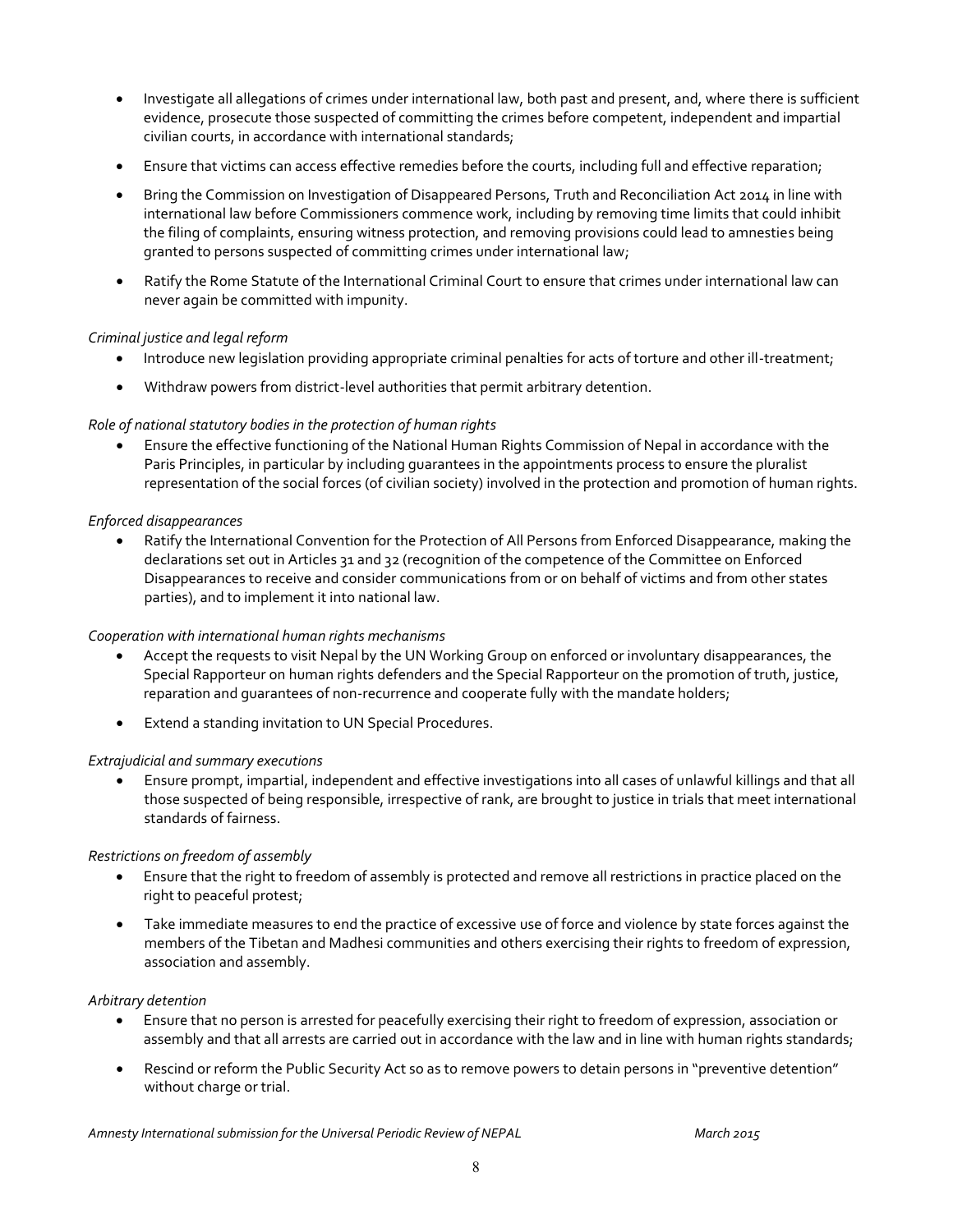- Investigate all allegations of crimes under international law, both past and present, and, where there is sufficient evidence, prosecute those suspected of committing the crimes before competent, independent and impartial civilian courts, in accordance with international standards;
- Ensure that victims can access effective remedies before the courts, including full and effective reparation;
- Bring the Commission on Investigation of Disappeared Persons, Truth and Reconciliation Act 2014 in line with international law before Commissioners commence work, including by removing time limits that could inhibit the filing of complaints, ensuring witness protection, and removing provisions could lead to amnesties being granted to persons suspected of committing crimes under international law;
- Ratify the Rome Statute of the International Criminal Court to ensure that crimes under international law can never again be committed with impunity.

*Criminal justice and legal reform*

- Introduce new legislation providing appropriate criminal penalties for acts of torture and other ill-treatment;
- Withdraw powers from district-level authorities that permit arbitrary detention.

*Role of national statutory bodies in the protection of human rights*

- Ensure the effective functioning of the National Human Rights Commission of Nepal in accordance with the Paris Principles, in particular by including guarantees in the appointments process to ensure the pluralist representation of the social forces (of civilian society) involved in the protection and promotion of human rights.

*Enforced disappearances*

- Ratify the International Convention for the Protection of All Persons from Enforced Disappearance, making the declarations set out in Articles 31 and 32 (recognition of the competence of the Committee on Enforced Disappearances to receive and consider communications from or on behalf of victims and from other states parties), and to implement it into national law.

*Cooperation with international human rights mechanisms*

- Accept the requests to visit Nepal by the UN Working Group on enforced or involuntary disappearances, the Special Rapporteur on human rights defenders and the Special Rapporteur on the promotion of truth, justice, reparation and guarantees of non-recurrence and cooperate fully with the mandate holders;
- Extend a standing invitation to UN Special Procedures.

*Extrajudicial and summary executions*

- Ensure prompt, impartial, independent and effective investigations into all cases of unlawful killings and that all those suspected of being responsible, irrespective of rank, are brought to justice in trials that meet international standards of fairness.

*Restrictions on freedom of assembly*

- Ensure that the right to freedom of assembly is protected and remove all restrictions in practice placed on the right to peaceful protest;
- Take immediate measures to end the practice of excessive use of force and violence by state forces against the members of the Tibetan and Madhesi communities and others exercising their rights to freedom of expression, association and assembly.

*Arbitrary detention*

- Ensure that no person is arrested for peacefully exercising their right to freedom of expression, association or assembly and that all arrests are carried out in accordance with the law and in line with human rights standards;
- Rescind or reform the Public Security Act so as to remove powers to detain persons in "preventive detention" without charge or trial.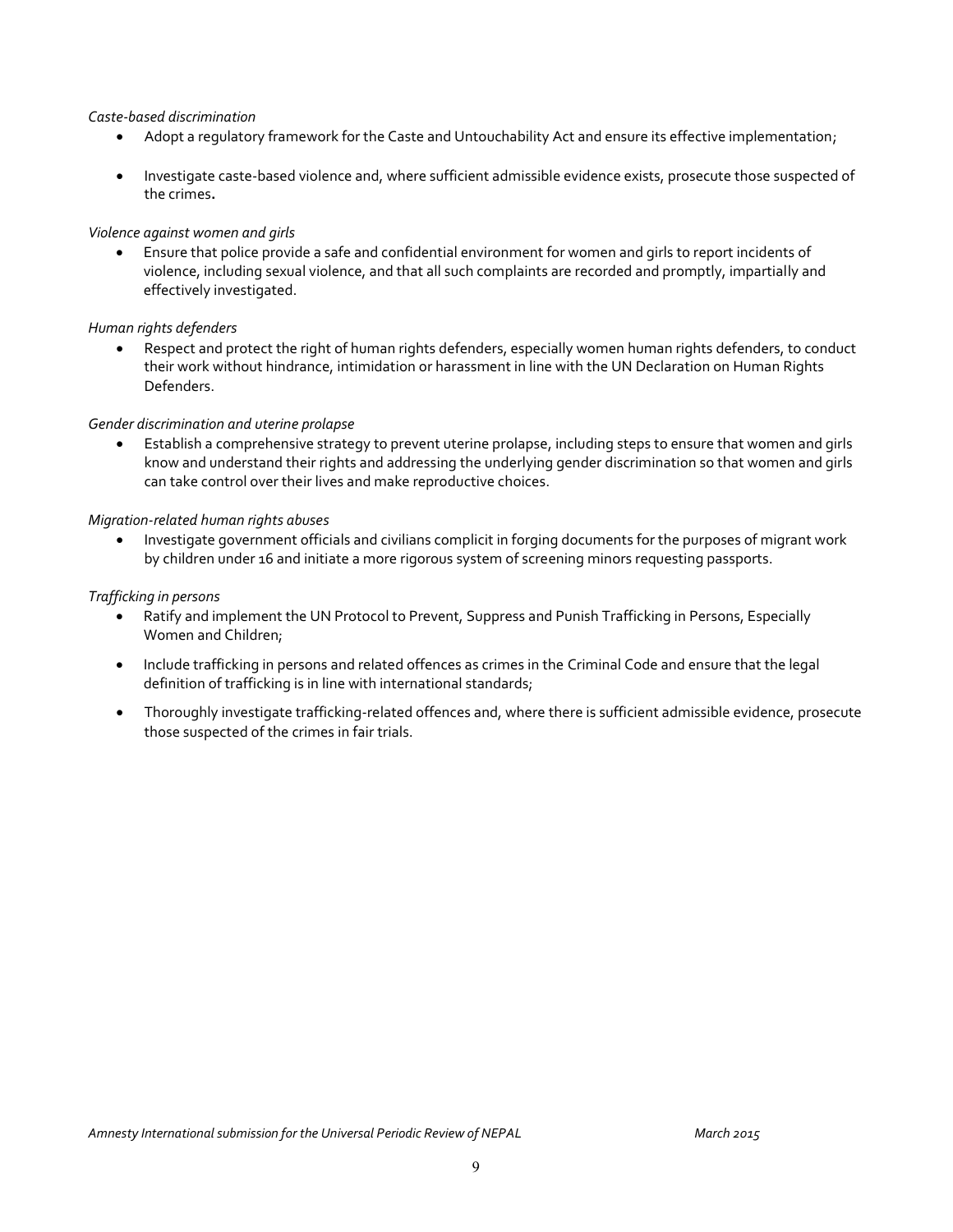*Caste-based discrimination*

- Adopt a regulatory framework for the Caste and Untouchability Act and ensure its effective implementation;
- Investigate caste-based violence and, where sufficient admissible evidence exists, prosecute those suspected of the crimes.

*Violence against women and girls*

- Ensure that police provide a safe and confidential environment for women and girls to report incidents of violence, including sexual violence, and that all such complaints are recorded and promptly, impartially and effectively investigated.

*Human rights defenders*

- Respect and protect the right of human rights defenders, especially women human rights defenders, to conduct their work without hindrance, intimidation or harassment in line with the UN Declaration on Human Rights Defenders.

*Gender discrimination and uterine prolapse*

- Establish a comprehensive strategy to prevent uterine prolapse, including steps to ensure that women and girls know and understand their rights and addressing the underlying gender discrimination so that women and girls can take control over their lives and make reproductive choices.

*Migration-related human rights abuses*

- Investigate government officials and civilians complicit in forging documents for the purposes of migrant work by children under 16 and initiate a more rigorous system of screening minors requesting passports.

*Trafficking in persons*

- Ratify and implement the UN Protocol to Prevent, Suppress and Punish Trafficking in Persons, Especially Women and Children;
- Include trafficking in persons and related offences as crimes in the Criminal Code and ensure that the legal definition of trafficking is in line with international standards;
- Thoroughly investigate trafficking-related offences and, where there is sufficient admissible evidence, prosecute those suspected of the crimes in fair trials.